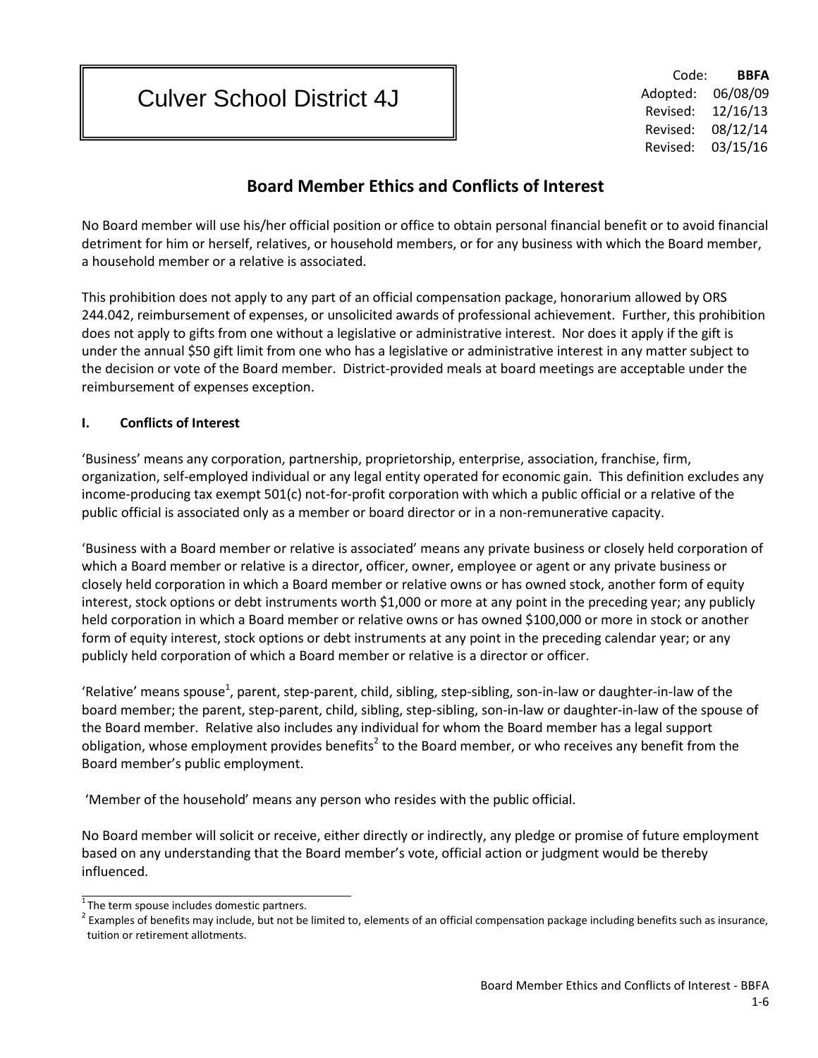# Culver School District 4J

Code: **BBFA**
Adopted: 06/08/09
Revised: 12/16/13
Revised: 08/12/14
Revised: 03/15/16

## Board Member Ethics and Conflicts of Interest

No Board member will use his/her official position or office to obtain personal financial benefit or to avoid financial detriment for him or herself, relatives, or household members, or for any business with which the Board member, a household member or a relative is associated.

This prohibition does not apply to any part of an official compensation package, honorarium allowed by ORS 244.042, reimbursement of expenses, or unsolicited awards of professional achievement. Further, this prohibition does not apply to gifts from one without a legislative or administrative interest. Nor does it apply if the gift is under the annual $50 gift limit from one who has a legislative or administrative interest in any matter subject to the decision or vote of the Board member. District-provided meals at board meetings are acceptable under the reimbursement of expenses exception.

### I. Conflicts of Interest

'Business' means any corporation, partnership, proprietorship, enterprise, association, franchise, firm, organization, self-employed individual or any legal entity operated for economic gain. This definition excludes any income-producing tax exempt 501(c) not-for-profit corporation with which a public official or a relative of the public official is associated only as a member or board director or in a non-remunerative capacity.

'Business with a Board member or relative is associated' means any private business or closely held corporation of which a Board member or relative is a director, officer, owner, employee or agent or any private business or closely held corporation in which a Board member or relative owns or has owned stock, another form of equity interest, stock options or debt instruments worth $1,000 or more at any point in the preceding year; any publicly held corporation in which a Board member or relative owns or has owned $100,000 or more in stock or another form of equity interest, stock options or debt instruments at any point in the preceding calendar year; or any publicly held corporation of which a Board member or relative is a director or officer.

'Relative' means spouse[1], parent, step-parent, child, sibling, step-sibling, son-in-law or daughter-in-law of the board member; the parent, step-parent, child, sibling, step-sibling, son-in-law or daughter-in-law of the spouse of the Board member. Relative also includes any individual for whom the Board member has a legal support obligation, whose employment provides benefits[2] to the Board member, or who receives any benefit from the Board member's public employment.

'Member of the household' means any person who resides with the public official.

No Board member will solicit or receive, either directly or indirectly, any pledge or promise of future employment based on any understanding that the Board member's vote, official action or judgment would be thereby influenced.

---

[1] The term spouse includes domestic partners.

[2] Examples of benefits may include, but not be limited to, elements of an official compensation package including benefits such as insurance, tuition or retirement allotments.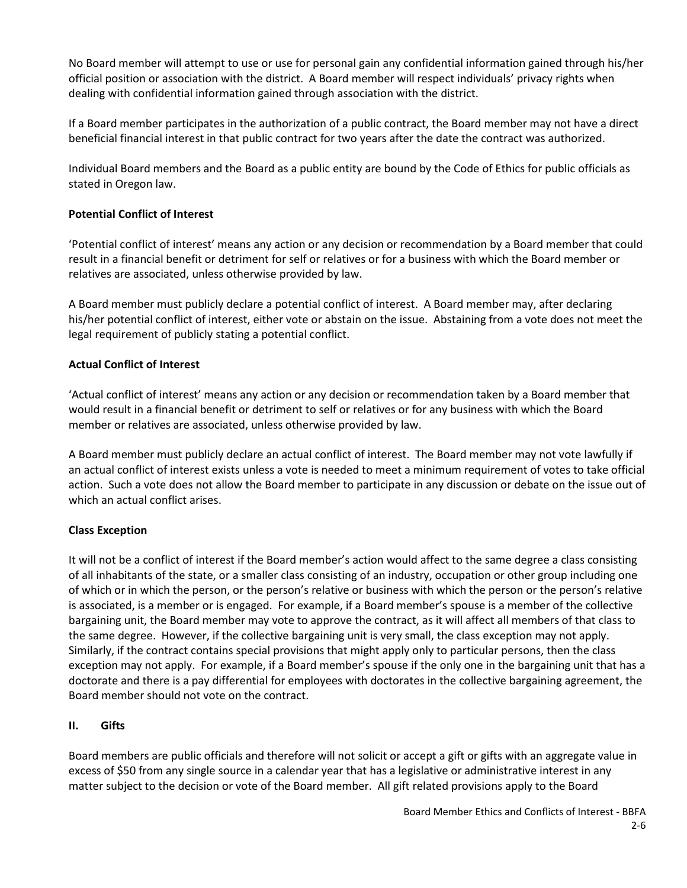No Board member will attempt to use or use for personal gain any confidential information gained through his/her official position or association with the district. A Board member will respect individuals' privacy rights when dealing with confidential information gained through association with the district.

If a Board member participates in the authorization of a public contract, the Board member may not have a direct beneficial financial interest in that public contract for two years after the date the contract was authorized.

Individual Board members and the Board as a public entity are bound by the Code of Ethics for public officials as stated in Oregon law.

**Potential Conflict of Interest**

'Potential conflict of interest' means any action or any decision or recommendation by a Board member that could result in a financial benefit or detriment for self or relatives or for a business with which the Board member or relatives are associated, unless otherwise provided by law.

A Board member must publicly declare a potential conflict of interest. A Board member may, after declaring his/her potential conflict of interest, either vote or abstain on the issue. Abstaining from a vote does not meet the legal requirement of publicly stating a potential conflict.

**Actual Conflict of Interest**

'Actual conflict of interest' means any action or any decision or recommendation taken by a Board member that would result in a financial benefit or detriment to self or relatives or for any business with which the Board member or relatives are associated, unless otherwise provided by law.

A Board member must publicly declare an actual conflict of interest. The Board member may not vote lawfully if an actual conflict of interest exists unless a vote is needed to meet a minimum requirement of votes to take official action. Such a vote does not allow the Board member to participate in any discussion or debate on the issue out of which an actual conflict arises.

**Class Exception**

It will not be a conflict of interest if the Board member's action would affect to the same degree a class consisting of all inhabitants of the state, or a smaller class consisting of an industry, occupation or other group including one of which or in which the person, or the person's relative or business with which the person or the person's relative is associated, is a member or is engaged. For example, if a Board member's spouse is a member of the collective bargaining unit, the Board member may vote to approve the contract, as it will affect all members of that class to the same degree. However, if the collective bargaining unit is very small, the class exception may not apply. Similarly, if the contract contains special provisions that might apply only to particular persons, then the class exception may not apply. For example, if a Board member's spouse if the only one in the bargaining unit that has a doctorate and there is a pay differential for employees with doctorates in the collective bargaining agreement, the Board member should not vote on the contract.

**II. Gifts**

Board members are public officials and therefore will not solicit or accept a gift or gifts with an aggregate value in excess of $50 from any single source in a calendar year that has a legislative or administrative interest in any matter subject to the decision or vote of the Board member. All gift related provisions apply to the Board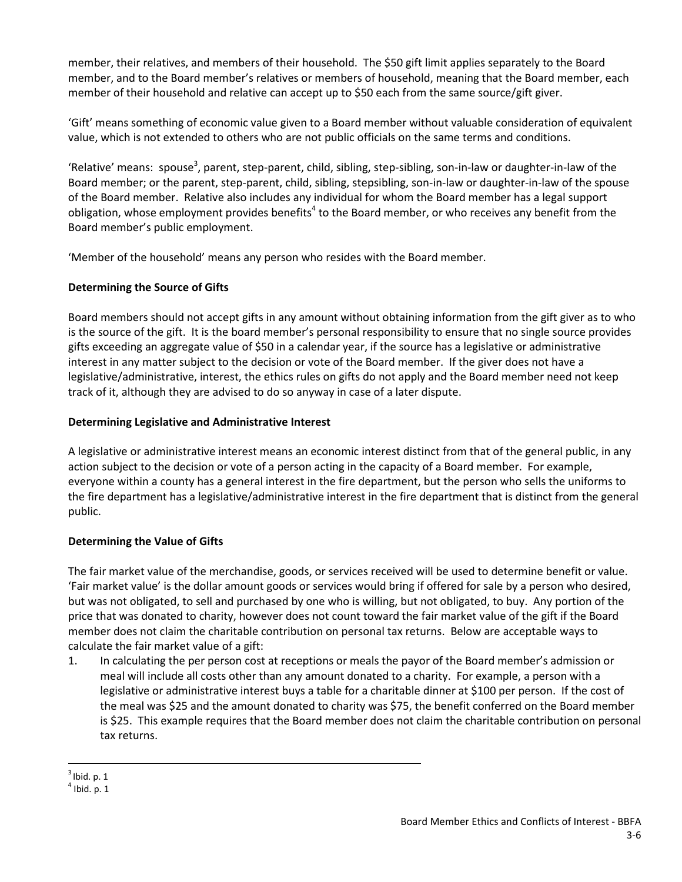member, their relatives, and members of their household. The $50 gift limit applies separately to the Board member, and to the Board member's relatives or members of household, meaning that the Board member, each member of their household and relative can accept up to $50 each from the same source/gift giver.

'Gift' means something of economic value given to a Board member without valuable consideration of equivalent value, which is not extended to others who are not public officials on the same terms and conditions.

'Relative' means: spouse[3], parent, step-parent, child, sibling, step-sibling, son-in-law or daughter-in-law of the Board member; or the parent, step-parent, child, sibling, stepsibling, son-in-law or daughter-in-law of the spouse of the Board member. Relative also includes any individual for whom the Board member has a legal support obligation, whose employment provides benefits[4] to the Board member, or who receives any benefit from the Board member's public employment.

'Member of the household' means any person who resides with the Board member.

**Determining the Source of Gifts**

Board members should not accept gifts in any amount without obtaining information from the gift giver as to who is the source of the gift. It is the board member's personal responsibility to ensure that no single source provides gifts exceeding an aggregate value of $50 in a calendar year, if the source has a legislative or administrative interest in any matter subject to the decision or vote of the Board member. If the giver does not have a legislative/administrative, interest, the ethics rules on gifts do not apply and the Board member need not keep track of it, although they are advised to do so anyway in case of a later dispute.

**Determining Legislative and Administrative Interest**

A legislative or administrative interest means an economic interest distinct from that of the general public, in any action subject to the decision or vote of a person acting in the capacity of a Board member. For example, everyone within a county has a general interest in the fire department, but the person who sells the uniforms to the fire department has a legislative/administrative interest in the fire department that is distinct from the general public.

**Determining the Value of Gifts**

The fair market value of the merchandise, goods, or services received will be used to determine benefit or value. 'Fair market value' is the dollar amount goods or services would bring if offered for sale by a person who desired, but was not obligated, to sell and purchased by one who is willing, but not obligated, to buy. Any portion of the price that was donated to charity, however does not count toward the fair market value of the gift if the Board member does not claim the charitable contribution on personal tax returns. Below are acceptable ways to calculate the fair market value of a gift:

1. In calculating the per person cost at receptions or meals the payor of the Board member's admission or meal will include all costs other than any amount donated to a charity. For example, a person with a legislative or administrative interest buys a table for a charitable dinner at $100 per person. If the cost of the meal was $25 and the amount donated to charity was $75, the benefit conferred on the Board member is $25. This example requires that the Board member does not claim the charitable contribution on personal tax returns.

---

[3] Ibid. p. 1

[4] Ibid. p. 1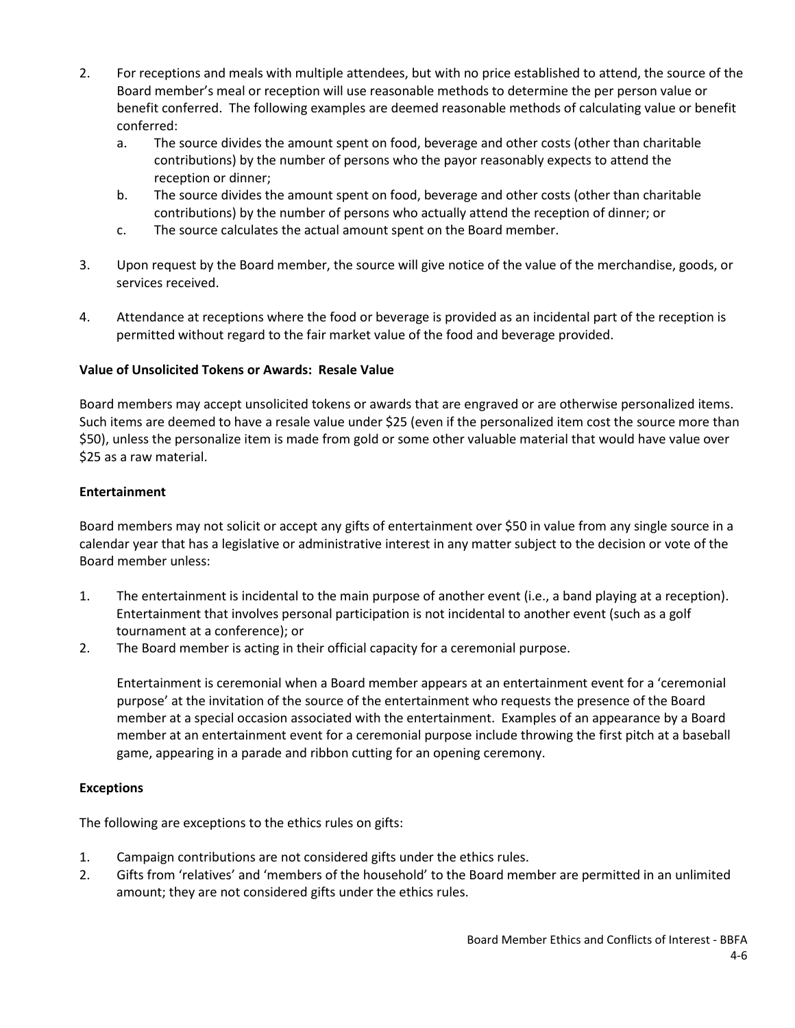2. For receptions and meals with multiple attendees, but with no price established to attend, the source of the Board member's meal or reception will use reasonable methods to determine the per person value or benefit conferred. The following examples are deemed reasonable methods of calculating value or benefit conferred:
   a. The source divides the amount spent on food, beverage and other costs (other than charitable contributions) by the number of persons who the payor reasonably expects to attend the reception or dinner;
   b. The source divides the amount spent on food, beverage and other costs (other than charitable contributions) by the number of persons who actually attend the reception of dinner; or
   c. The source calculates the actual amount spent on the Board member.

3. Upon request by the Board member, the source will give notice of the value of the merchandise, goods, or services received.

4. Attendance at receptions where the food or beverage is provided as an incidental part of the reception is permitted without regard to the fair market value of the food and beverage provided.

**Value of Unsolicited Tokens or Awards: Resale Value**

Board members may accept unsolicited tokens or awards that are engraved or are otherwise personalized items. Such items are deemed to have a resale value under $25 (even if the personalized item cost the source more than $50), unless the personalize item is made from gold or some other valuable material that would have value over $25 as a raw material.

**Entertainment**

Board members may not solicit or accept any gifts of entertainment over $50 in value from any single source in a calendar year that has a legislative or administrative interest in any matter subject to the decision or vote of the Board member unless:

1. The entertainment is incidental to the main purpose of another event (i.e., a band playing at a reception). Entertainment that involves personal participation is not incidental to another event (such as a golf tournament at a conference); or
2. The Board member is acting in their official capacity for a ceremonial purpose.

   Entertainment is ceremonial when a Board member appears at an entertainment event for a 'ceremonial purpose' at the invitation of the source of the entertainment who requests the presence of the Board member at a special occasion associated with the entertainment. Examples of an appearance by a Board member at an entertainment event for a ceremonial purpose include throwing the first pitch at a baseball game, appearing in a parade and ribbon cutting for an opening ceremony.

**Exceptions**

The following are exceptions to the ethics rules on gifts:

1. Campaign contributions are not considered gifts under the ethics rules.
2. Gifts from 'relatives' and 'members of the household' to the Board member are permitted in an unlimited amount; they are not considered gifts under the ethics rules.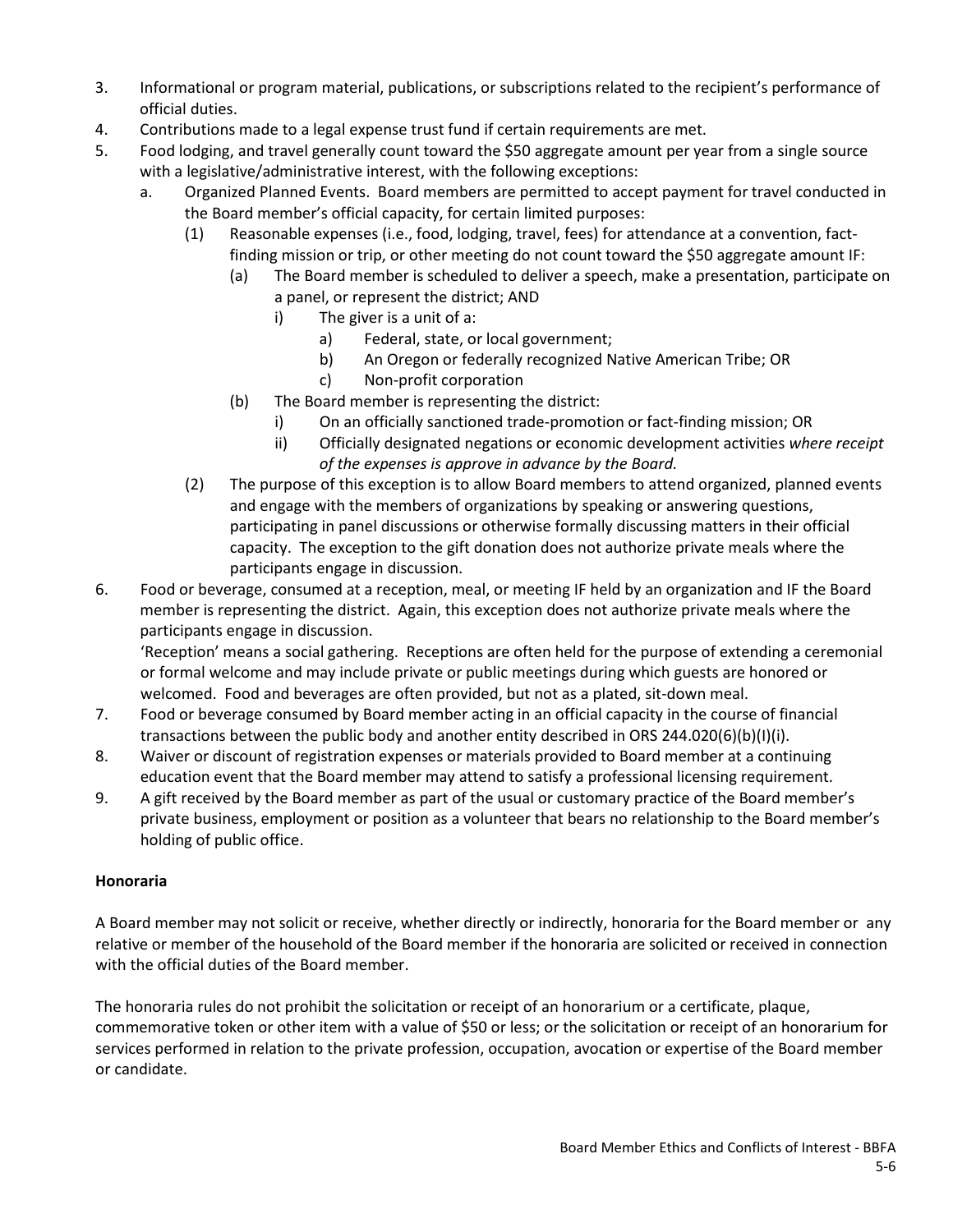3. Informational or program material, publications, or subscriptions related to the recipient's performance of official duties.
4. Contributions made to a legal expense trust fund if certain requirements are met.
5. Food lodging, and travel generally count toward the $50 aggregate amount per year from a single source with a legislative/administrative interest, with the following exceptions:
   a. Organized Planned Events. Board members are permitted to accept payment for travel conducted in the Board member's official capacity, for certain limited purposes:
      (1) Reasonable expenses (i.e., food, lodging, travel, fees) for attendance at a convention, fact-finding mission or trip, or other meeting do not count toward the $50 aggregate amount IF:
         (a) The Board member is scheduled to deliver a speech, make a presentation, participate on a panel, or represent the district; AND
            i) The giver is a unit of a:
               a) Federal, state, or local government;
               b) An Oregon or federally recognized Native American Tribe; OR
               c) Non-profit corporation
         (b) The Board member is representing the district:
            i) On an officially sanctioned trade-promotion or fact-finding mission; OR
            ii) Officially designated negations or economic development activities *where receipt of the expenses is approve in advance by the Board.*
      (2) The purpose of this exception is to allow Board members to attend organized, planned events and engage with the members of organizations by speaking or answering questions, participating in panel discussions or otherwise formally discussing matters in their official capacity. The exception to the gift donation does not authorize private meals where the participants engage in discussion.
6. Food or beverage, consumed at a reception, meal, or meeting IF held by an organization and IF the Board member is representing the district. Again, this exception does not authorize private meals where the participants engage in discussion.

   'Reception' means a social gathering. Receptions are often held for the purpose of extending a ceremonial or formal welcome and may include private or public meetings during which guests are honored or welcomed. Food and beverages are often provided, but not as a plated, sit-down meal.
7. Food or beverage consumed by Board member acting in an official capacity in the course of financial transactions between the public body and another entity described in ORS 244.020(6)(b)(I)(i).
8. Waiver or discount of registration expenses or materials provided to Board member at a continuing education event that the Board member may attend to satisfy a professional licensing requirement.
9. A gift received by the Board member as part of the usual or customary practice of the Board member's private business, employment or position as a volunteer that bears no relationship to the Board member's holding of public office.

**Honoraria**

A Board member may not solicit or receive, whether directly or indirectly, honoraria for the Board member or any relative or member of the household of the Board member if the honoraria are solicited or received in connection with the official duties of the Board member.

The honoraria rules do not prohibit the solicitation or receipt of an honorarium or a certificate, plaque, commemorative token or other item with a value of $50 or less; or the solicitation or receipt of an honorarium for services performed in relation to the private profession, occupation, avocation or expertise of the Board member or candidate.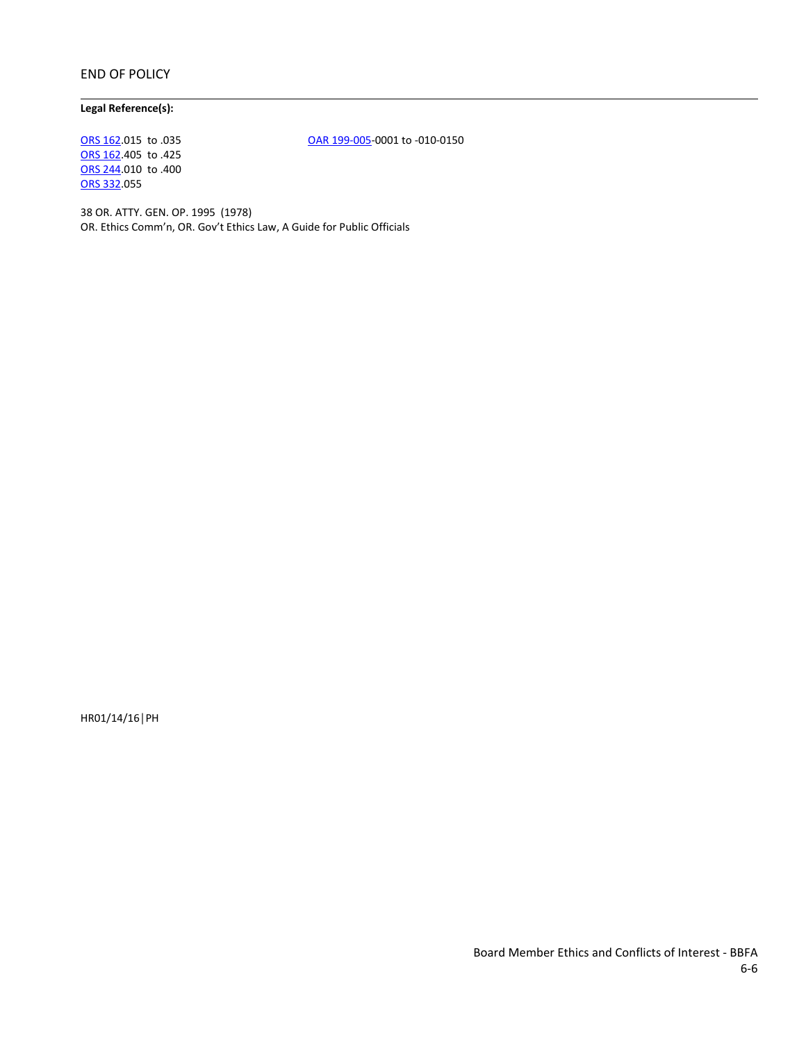END OF POLICY

---

**Legal Reference(s):**

ORS 162.015 to .035
ORS 162.405 to .425
ORS 244.010 to .400
ORS 332.055

OAR 199-005-0001 to -010-0150

38 OR. ATTY. GEN. OP. 1995 (1978)
OR. Ethics Comm'n, OR. Gov't Ethics Law, A Guide for Public Officials

HR01/14/16│PH